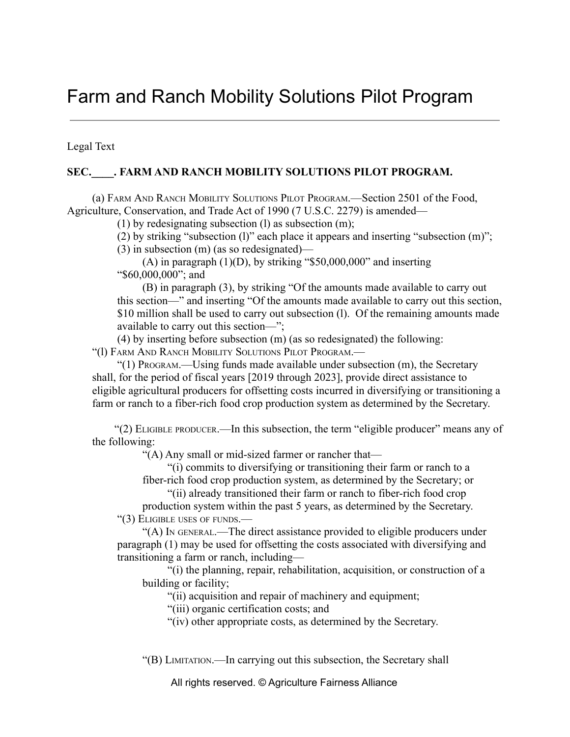# Farm and Ranch Mobility Solutions Pilot Program

Legal Text

**SEC.____. FARM AND RANCH MOBILITY SOLUTIONS PILOT PROGRAM.**

(a) FARM AND RANCH MOBILITY SOLUTIONS PILOT PROGRAM.—Section 2501 of the Food, Agriculture, Conservation, and Trade Act of 1990 (7 U.S.C. 2279) is amended—

(1) by redesignating subsection (l) as subsection (m);

(2) by striking "subsection (l)" each place it appears and inserting "subsection (m)";

(3) in subsection (m) (as so redesignated)—

(A) in paragraph (1)(D), by striking "$50,000,000" and inserting "$60,000,000"; and

(B) in paragraph (3), by striking "Of the amounts made available to carry out this section—" and inserting "Of the amounts made available to carry out this section, $10 million shall be used to carry out subsection (l). Of the remaining amounts made available to carry out this section—";

(4) by inserting before subsection (m) (as so redesignated) the following:

"(l) FARM AND RANCH MOBILITY SOLUTIONS PILOT PROGRAM.—

"(1) PROGRAM.—Using funds made available under subsection (m), the Secretary shall, for the period of fiscal years [2019 through 2023], provide direct assistance to eligible agricultural producers for offsetting costs incurred in diversifying or transitioning a farm or ranch to a fiber-rich food crop production system as determined by the Secretary.

"(2) ELIGIBLE PRODUCER.—In this subsection, the term "eligible producer" means any of the following:

"(A) Any small or mid-sized farmer or rancher that—

"(i) commits to diversifying or transitioning their farm or ranch to a fiber-rich food crop production system, as determined by the Secretary; or

"(ii) already transitioned their farm or ranch to fiber-rich food crop production system within the past 5 years, as determined by the Secretary.

"(3) ELIGIBLE USES OF FUNDS.—

"(A) IN GENERAL.—The direct assistance provided to eligible producers under paragraph (1) may be used for offsetting the costs associated with diversifying and transitioning a farm or ranch, including—

"(i) the planning, repair, rehabilitation, acquisition, or construction of a building or facility;

"(ii) acquisition and repair of machinery and equipment;

"(iii) organic certification costs; and

"(iv) other appropriate costs, as determined by the Secretary.

"(B) LIMITATION.—In carrying out this subsection, the Secretary shall

All rights reserved. © Agriculture Fairness Alliance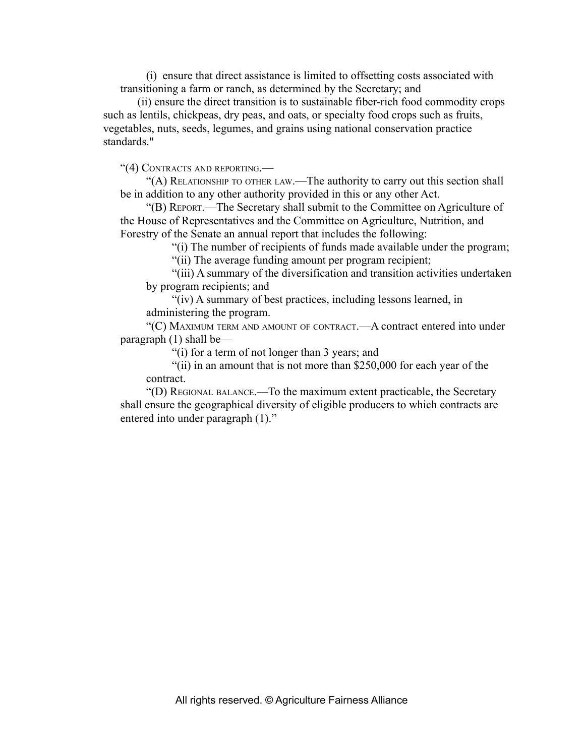(i) ensure that direct assistance is limited to offsetting costs associated with transitioning a farm or ranch, as determined by the Secretary; and

(ii) ensure the direct transition is to sustainable fiber-rich food commodity crops such as lentils, chickpeas, dry peas, and oats, or specialty food crops such as fruits, vegetables, nuts, seeds, legumes, and grains using national conservation practice standards."

"(4) CONTRACTS AND REPORTING.—

"(A) RELATIONSHIP TO OTHER LAW.—The authority to carry out this section shall be in addition to any other authority provided in this or any other Act.

"(B) REPORT.—The Secretary shall submit to the Committee on Agriculture of the House of Representatives and the Committee on Agriculture, Nutrition, and Forestry of the Senate an annual report that includes the following:

"(i) The number of recipients of funds made available under the program;

"(ii) The average funding amount per program recipient;

"(iii) A summary of the diversification and transition activities undertaken by program recipients; and

"(iv) A summary of best practices, including lessons learned, in administering the program.

"(C) MAXIMUM TERM AND AMOUNT OF CONTRACT.—A contract entered into under paragraph (1) shall be—

"(i) for a term of not longer than 3 years; and

"(ii) in an amount that is not more than $250,000 for each year of the contract.

"(D) REGIONAL BALANCE.—To the maximum extent practicable, the Secretary shall ensure the geographical diversity of eligible producers to which contracts are entered into under paragraph (1)."

All rights reserved. © Agriculture Fairness Alliance